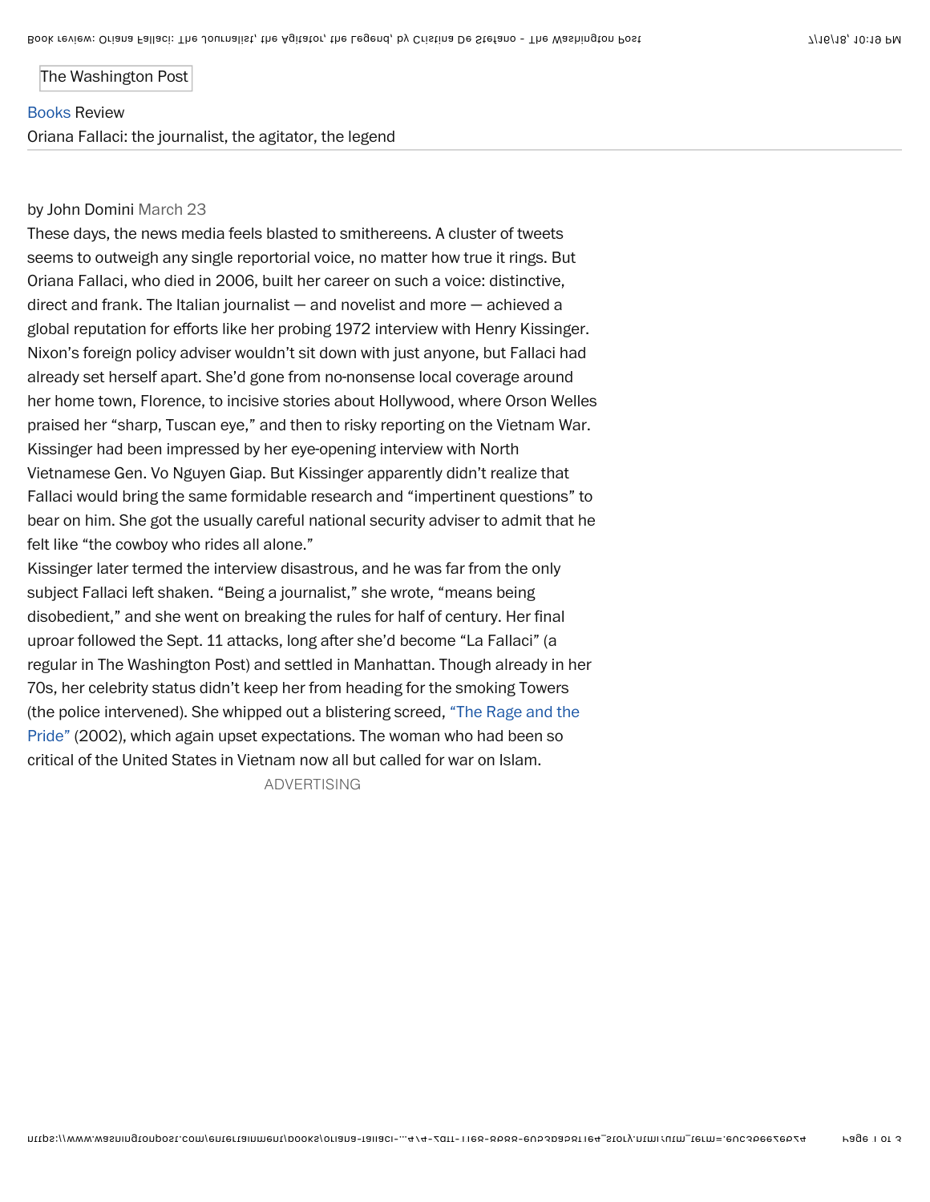The Washington Post

Books Review

# Oriana Fallaci: the journalist, the agitator, the legend

by John Domini March 23

These days, the news media feels blasted to smithereens. A cluster of tweets seems to outweigh any single reportorial voice, no matter how true it rings. But Oriana Fallaci, who died in 2006, built her career on such a voice: distinctive, direct and frank. The Italian journalist — and novelist and more — achieved a global reputation for efforts like her probing 1972 interview with Henry Kissinger. Nixon's foreign policy adviser wouldn't sit down with just anyone, but Fallaci had already set herself apart. She'd gone from no-nonsense local coverage around her home town, Florence, to incisive stories about Hollywood, where Orson Welles praised her "sharp, Tuscan eye," and then to risky reporting on the Vietnam War. Kissinger had been impressed by her eye-opening interview with North Vietnamese Gen. Vo Nguyen Giap. But Kissinger apparently didn't realize that Fallaci would bring the same formidable research and "impertinent questions" to bear on him. She got the usually careful national security adviser to admit that he felt like "the cowboy who rides all alone."

Kissinger later termed the interview disastrous, and he was far from the only subject Fallaci left shaken. "Being a journalist," she wrote, "means being disobedient," and she went on breaking the rules for half of century. Her final uproar followed the Sept. 11 attacks, long after she'd become "La Fallaci" (a regular in The Washington Post) and settled in Manhattan. Though already in her 70s, her celebrity status didn't keep her from heading for the smoking Towers (the police intervened). She whipped out a blistering screed, "The Rage and the Pride" (2002), which again upset expectations. The woman who had been so critical of the United States in Vietnam now all but called for war on Islam.

ADVERTISING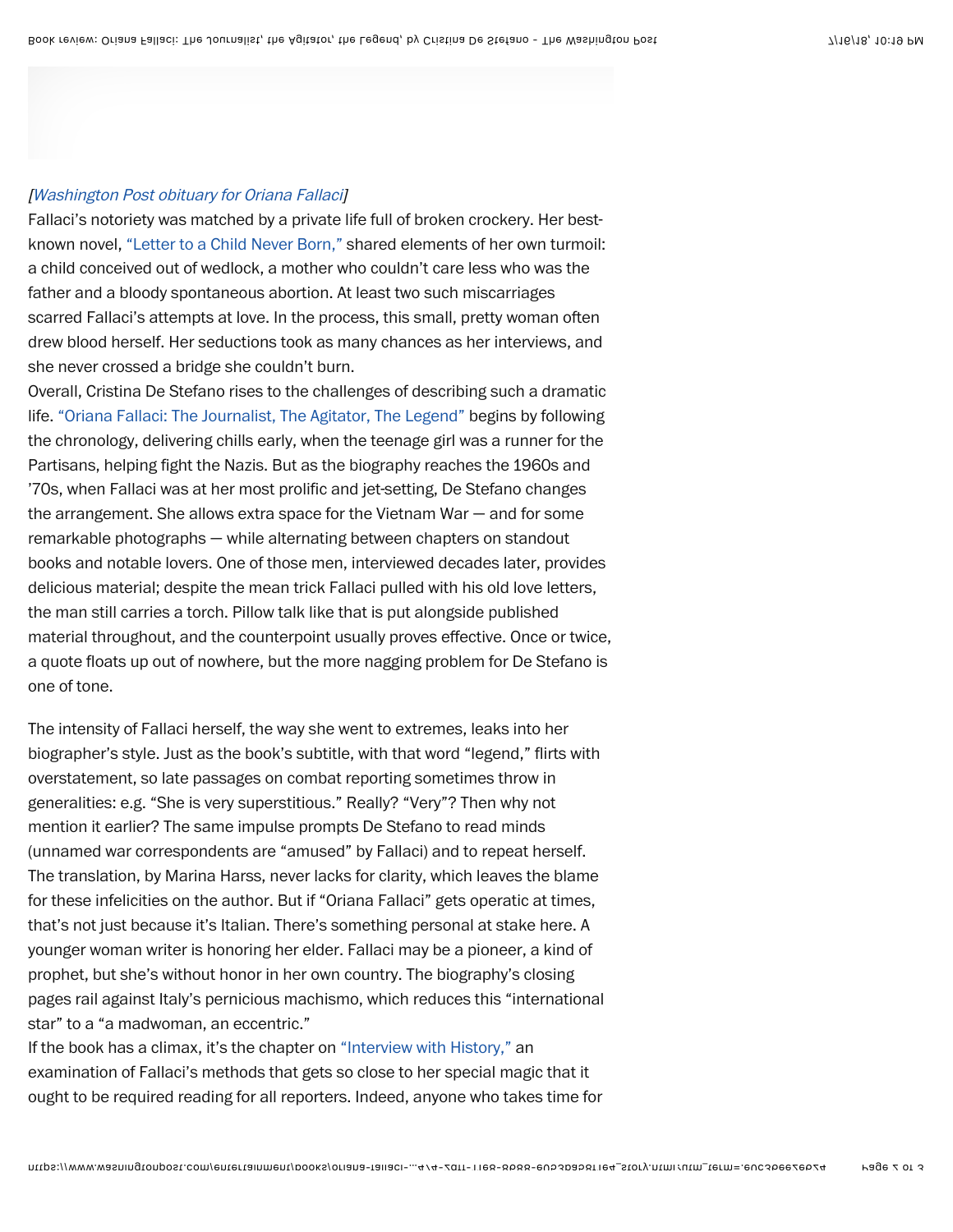[Washington Post obituary for Oriana Fallaci]

Fallaci's notoriety was matched by a private life full of broken crockery. Her best-known novel, "Letter to a Child Never Born," shared elements of her own turmoil: a child conceived out of wedlock, a mother who couldn't care less who was the father and a bloody spontaneous abortion. At least two such miscarriages scarred Fallaci's attempts at love. In the process, this small, pretty woman often drew blood herself. Her seductions took as many chances as her interviews, and she never crossed a bridge she couldn't burn.

Overall, Cristina De Stefano rises to the challenges of describing such a dramatic life. "Oriana Fallaci: The Journalist, The Agitator, The Legend" begins by following the chronology, delivering chills early, when the teenage girl was a runner for the Partisans, helping fight the Nazis. But as the biography reaches the 1960s and '70s, when Fallaci was at her most prolific and jet-setting, De Stefano changes the arrangement. She allows extra space for the Vietnam War — and for some remarkable photographs — while alternating between chapters on standout books and notable lovers. One of those men, interviewed decades later, provides delicious material; despite the mean trick Fallaci pulled with his old love letters, the man still carries a torch. Pillow talk like that is put alongside published material throughout, and the counterpoint usually proves effective. Once or twice, a quote floats up out of nowhere, but the more nagging problem for De Stefano is one of tone.

The intensity of Fallaci herself, the way she went to extremes, leaks into her biographer's style. Just as the book's subtitle, with that word "legend," flirts with overstatement, so late passages on combat reporting sometimes throw in generalities: e.g. "She is very superstitious." Really? "Very"? Then why not mention it earlier? The same impulse prompts De Stefano to read minds (unnamed war correspondents are "amused" by Fallaci) and to repeat herself. The translation, by Marina Harss, never lacks for clarity, which leaves the blame for these infelicities on the author. But if "Oriana Fallaci" gets operatic at times, that's not just because it's Italian. There's something personal at stake here. A younger woman writer is honoring her elder. Fallaci may be a pioneer, a kind of prophet, but she's without honor in her own country. The biography's closing pages rail against Italy's pernicious machismo, which reduces this "international star" to "a madwoman, an eccentric."

If the book has a climax, it's the chapter on "Interview with History," an examination of Fallaci's methods that gets so close to her special magic that it ought to be required reading for all reporters. Indeed, anyone who takes time for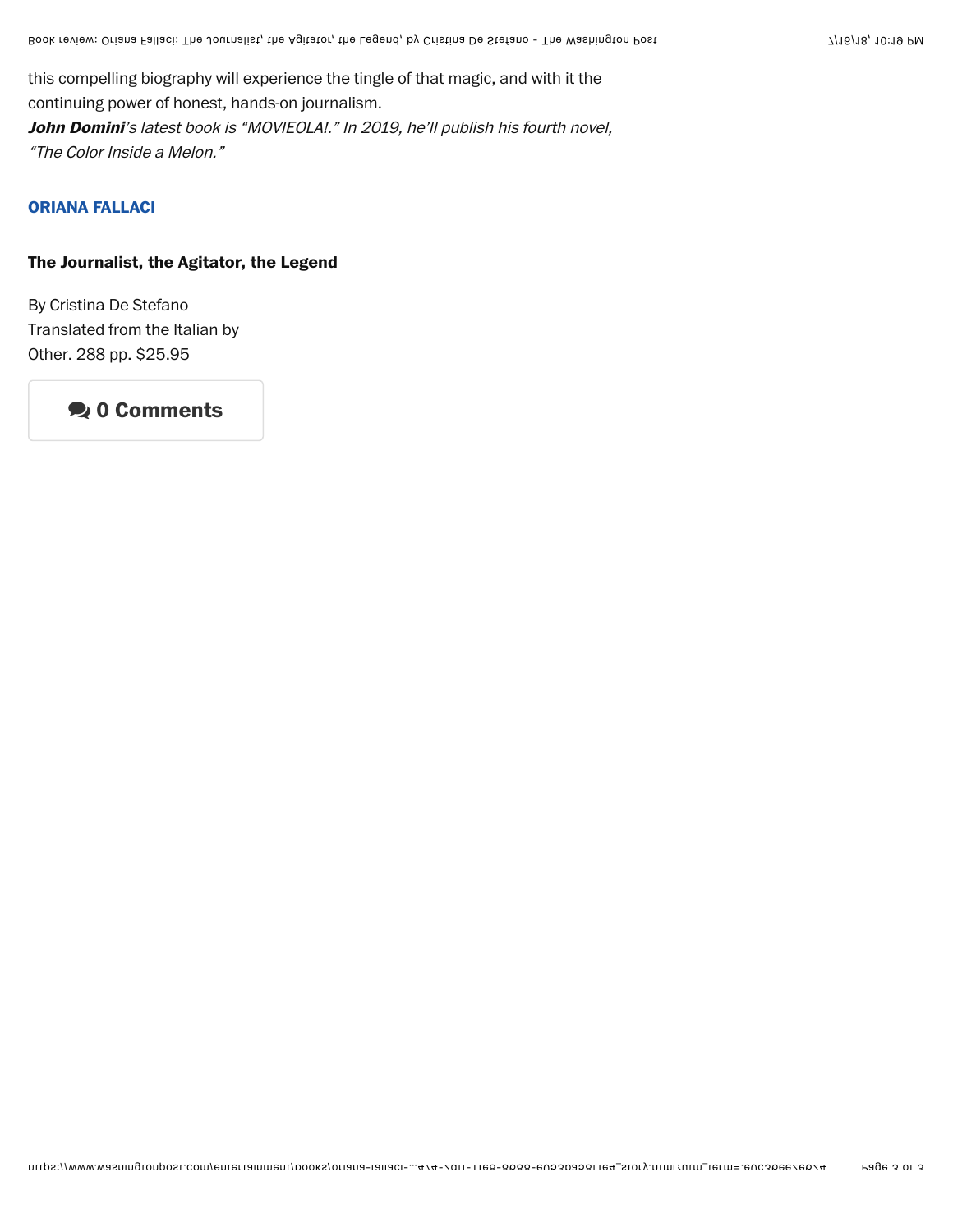this compelling biography will experience the tingle of that magic, and with it the continuing power of honest, hands-on journalism.

***John Domini****'s latest book is "MOVIEOLA!." In 2019, he'll publish his fourth novel, "The Color Inside a Melon."*

**ORIANA FALLACI**

**The Journalist, the Agitator, the Legend**

By Cristina De Stefano
Translated from the Italian by
Other. 288 pp. $25.95

0 Comments